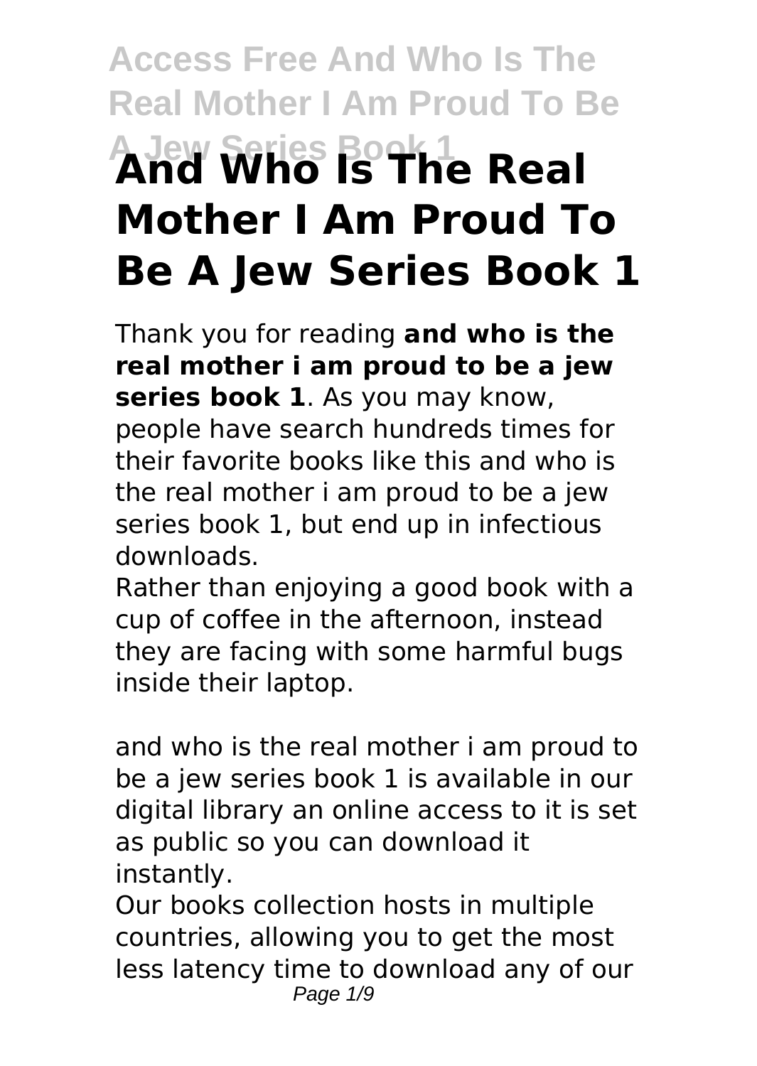# And Who Is The Real Mother I Am Proud To Be A Jew Series Book 1

Thank you for reading **and who is the real mother i am proud to be a jew series book 1**. As you may know, people have search hundreds times for their favorite books like this and who is the real mother i am proud to be a jew series book 1, but end up in infectious downloads.

Rather than enjoying a good book with a cup of coffee in the afternoon, instead they are facing with some harmful bugs inside their laptop.

and who is the real mother i am proud to be a jew series book 1 is available in our digital library an online access to it is set as public so you can download it instantly.

Our books collection hosts in multiple countries, allowing you to get the most less latency time to download any of our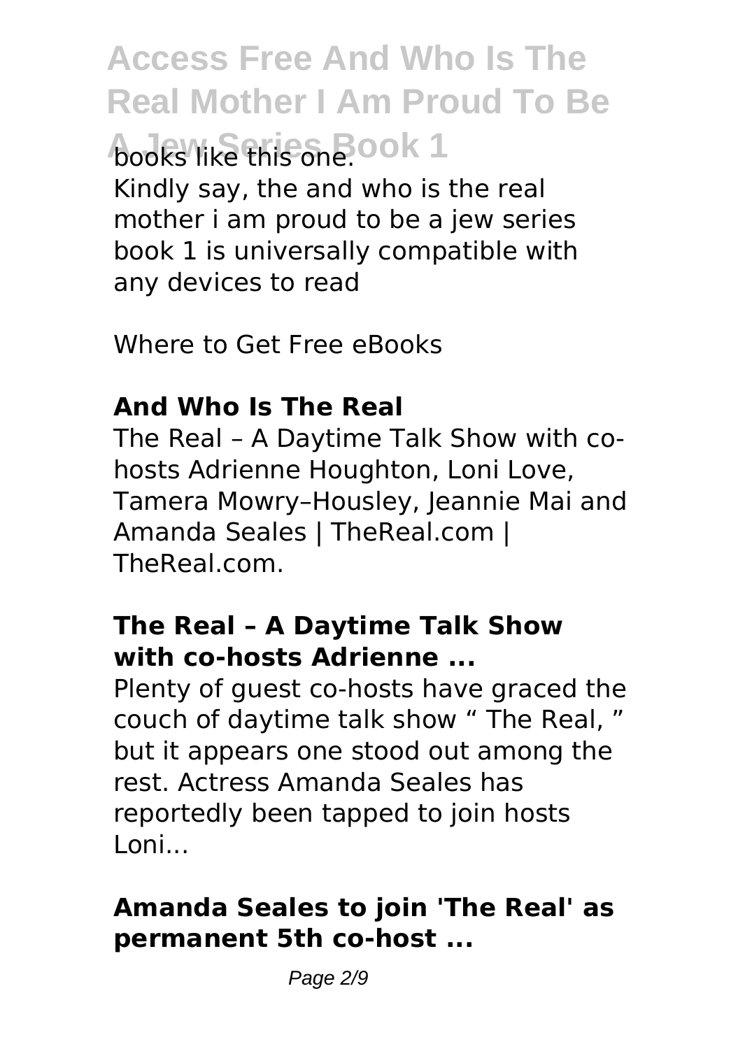books like this one.

Kindly say, the and who is the real mother i am proud to be a jew series book 1 is universally compatible with any devices to read

Where to Get Free eBooks

**And Who Is The Real**

The Real – A Daytime Talk Show with co-hosts Adrienne Houghton, Loni Love, Tamera Mowry–Housley, Jeannie Mai and Amanda Seales | TheReal.com | TheReal.com.

**The Real – A Daytime Talk Show with co-hosts Adrienne ...**

Plenty of guest co-hosts have graced the couch of daytime talk show " The Real, " but it appears one stood out among the rest. Actress Amanda Seales has reportedly been tapped to join hosts Loni...

**Amanda Seales to join 'The Real' as permanent 5th co-host ...**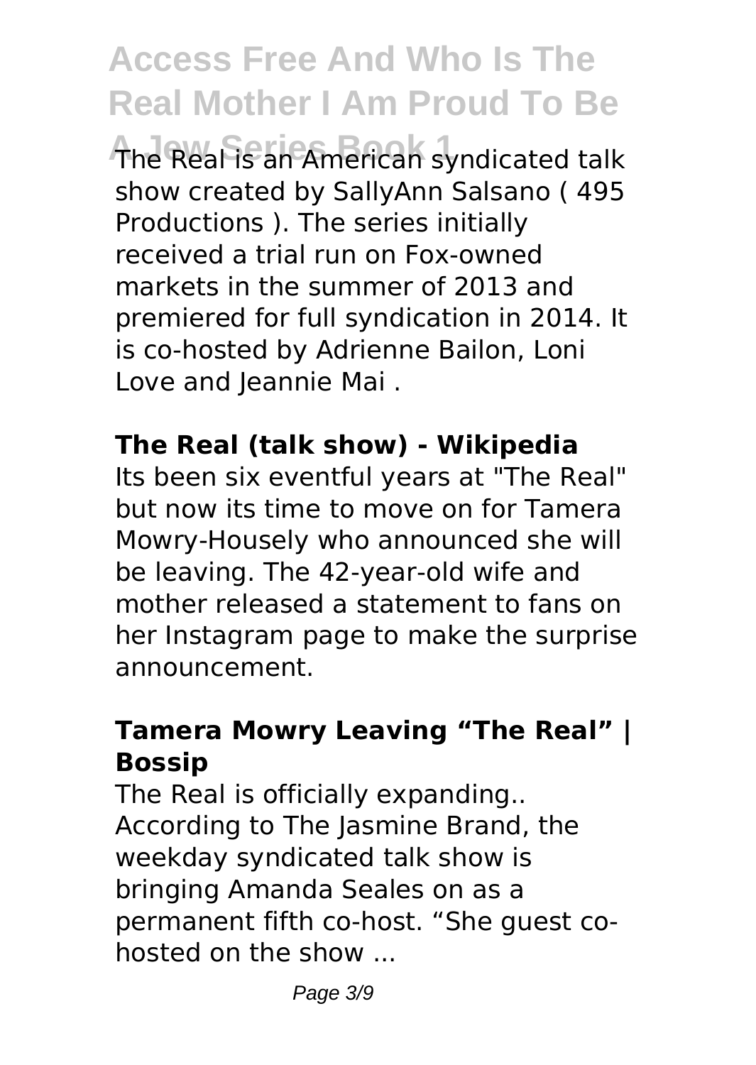The Real is an American syndicated talk show created by SallyAnn Salsano ( 495 Productions ). The series initially received a trial run on Fox-owned markets in the summer of 2013 and premiered for full syndication in 2014. It is co-hosted by Adrienne Bailon, Loni Love and Jeannie Mai .

**The Real (talk show) - Wikipedia**

Its been six eventful years at "The Real" but now its time to move on for Tamera Mowry-Housely who announced she will be leaving. The 42-year-old wife and mother released a statement to fans on her Instagram page to make the surprise announcement.

**Tamera Mowry Leaving "The Real" | Bossip**

The Real is officially expanding.. According to The Jasmine Brand, the weekday syndicated talk show is bringing Amanda Seales on as a permanent fifth co-host. "She guest co-hosted on the show ...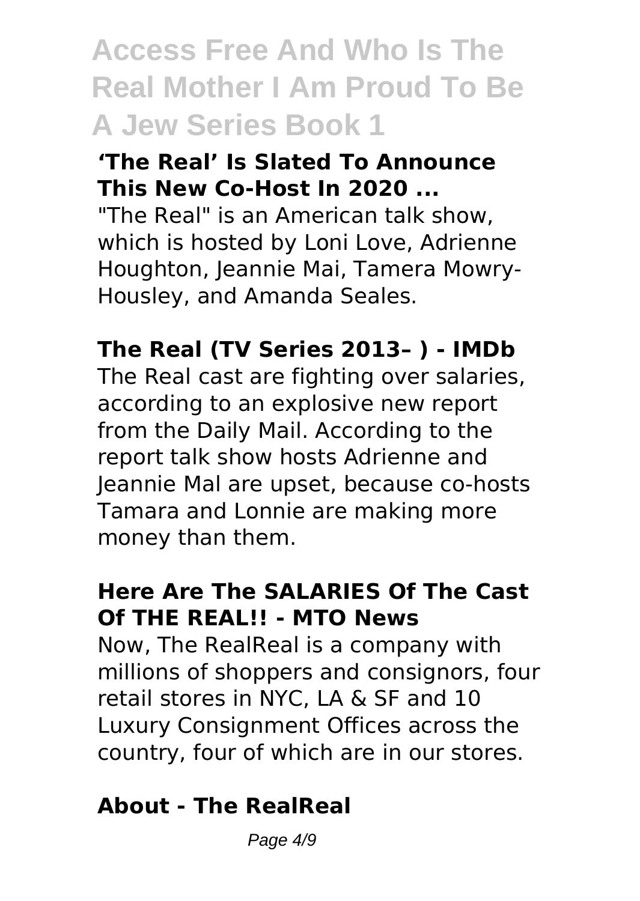# Access Free And Who Is The Real Mother I Am Proud To Be A Jew Series Book 1

**'The Real' Is Slated To Announce This New Co-Host In 2020 ...**

"The Real" is an American talk show, which is hosted by Loni Love, Adrienne Houghton, Jeannie Mai, Tamera Mowry-Housley, and Amanda Seales.

**The Real (TV Series 2013– ) - IMDb**

The Real cast are fighting over salaries, according to an explosive new report from the Daily Mail. According to the report talk show hosts Adrienne and Jeannie Mal are upset, because co-hosts Tamara and Lonnie are making more money than them.

**Here Are The SALARIES Of The Cast Of THE REAL!! - MTO News**

Now, The RealReal is a company with millions of shoppers and consignors, four retail stores in NYC, LA & SF and 10 Luxury Consignment Offices across the country, four of which are in our stores.

**About - The RealReal**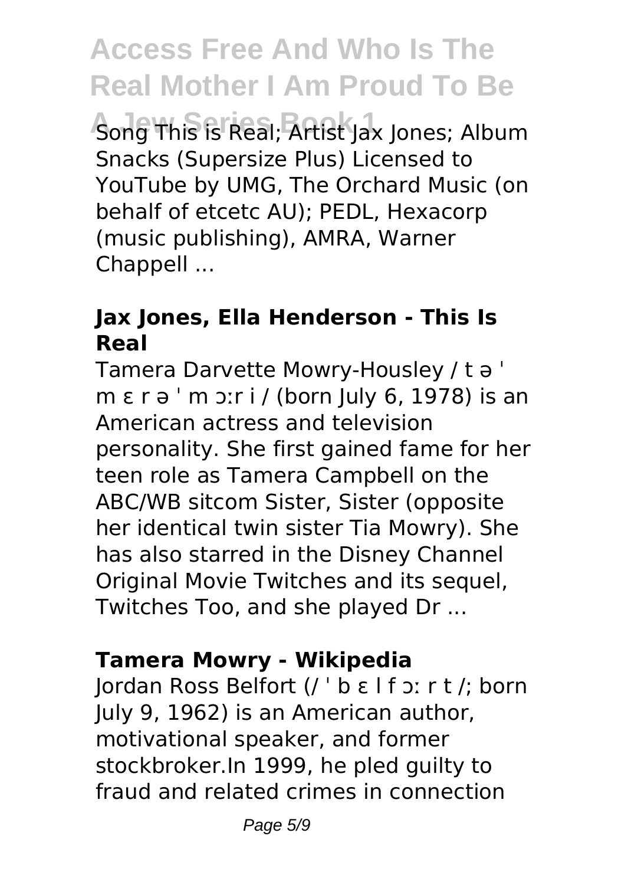Song This is Real; Artist Jax Jones; Album Snacks (Supersize Plus) Licensed to YouTube by UMG, The Orchard Music (on behalf of etcetc AU); PEDL, Hexacorp (music publishing), AMRA, Warner Chappell ...

### Jax Jones, Ella Henderson - This Is Real

Tamera Darvette Mowry-Housley / t ə ˈ m ɛ r ə ˈ m ɔːr i / (born July 6, 1978) is an American actress and television personality. She first gained fame for her teen role as Tamera Campbell on the ABC/WB sitcom Sister, Sister (opposite her identical twin sister Tia Mowry). She has also starred in the Disney Channel Original Movie Twitches and its sequel, Twitches Too, and she played Dr ...

### Tamera Mowry - Wikipedia

Jordan Ross Belfort (/ ˈ b ɛ l f ɔː r t /; born July 9, 1962) is an American author, motivational speaker, and former stockbroker.In 1999, he pled guilty to fraud and related crimes in connection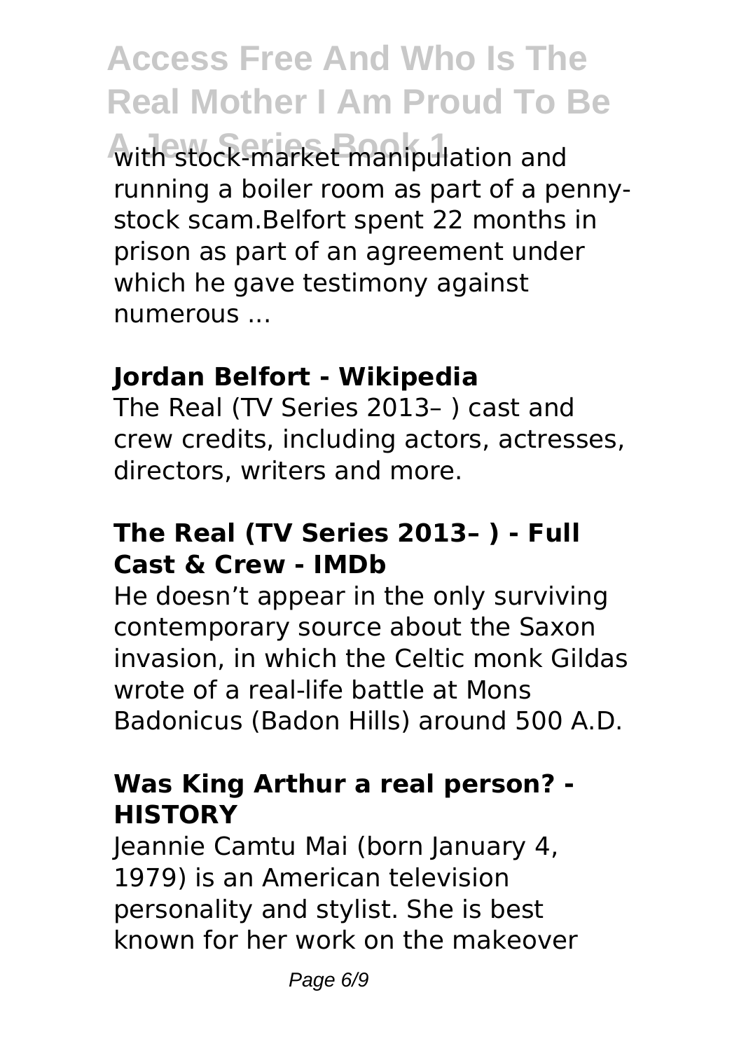with stock-market manipulation and running a boiler room as part of a penny-stock scam.Belfort spent 22 months in prison as part of an agreement under which he gave testimony against numerous ...

**Jordan Belfort - Wikipedia**

The Real (TV Series 2013– ) cast and crew credits, including actors, actresses, directors, writers and more.

**The Real (TV Series 2013– ) - Full Cast & Crew - IMDb**

He doesn't appear in the only surviving contemporary source about the Saxon invasion, in which the Celtic monk Gildas wrote of a real-life battle at Mons Badonicus (Badon Hills) around 500 A.D.

**Was King Arthur a real person? - HISTORY**

Jeannie Camtu Mai (born January 4, 1979) is an American television personality and stylist. She is best known for her work on the makeover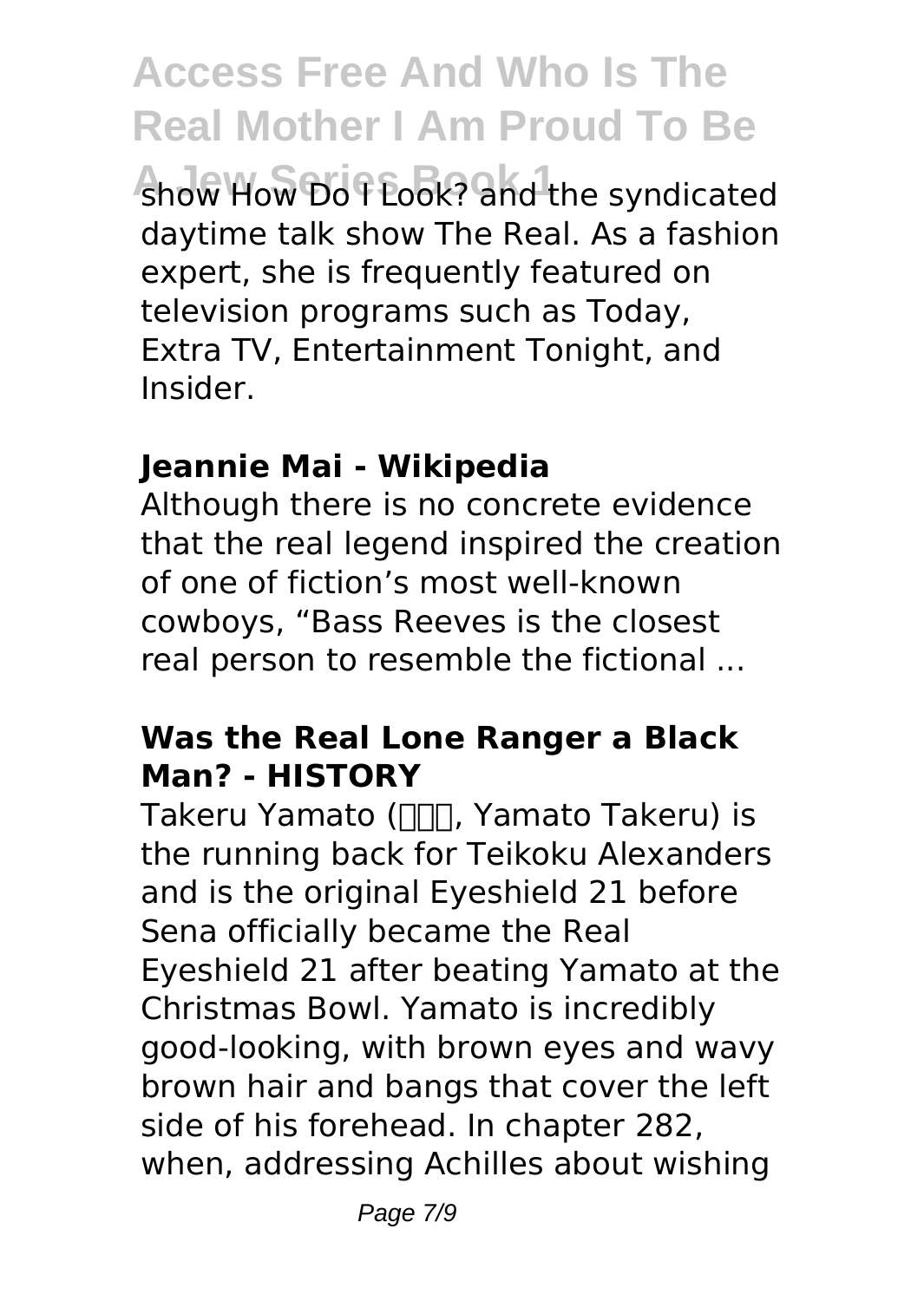show How Do I Look? and the syndicated daytime talk show The Real. As a fashion expert, she is frequently featured on television programs such as Today, Extra TV, Entertainment Tonight, and Insider.

### Jeannie Mai - Wikipedia

Although there is no concrete evidence that the real legend inspired the creation of one of fiction's most well-known cowboys, "Bass Reeves is the closest real person to resemble the fictional ...

### Was the Real Lone Ranger a Black Man? - HISTORY

Takeru Yamato (大和猛, Yamato Takeru) is the running back for Teikoku Alexanders and is the original Eyeshield 21 before Sena officially became the Real Eyeshield 21 after beating Yamato at the Christmas Bowl. Yamato is incredibly good-looking, with brown eyes and wavy brown hair and bangs that cover the left side of his forehead. In chapter 282, when, addressing Achilles about wishing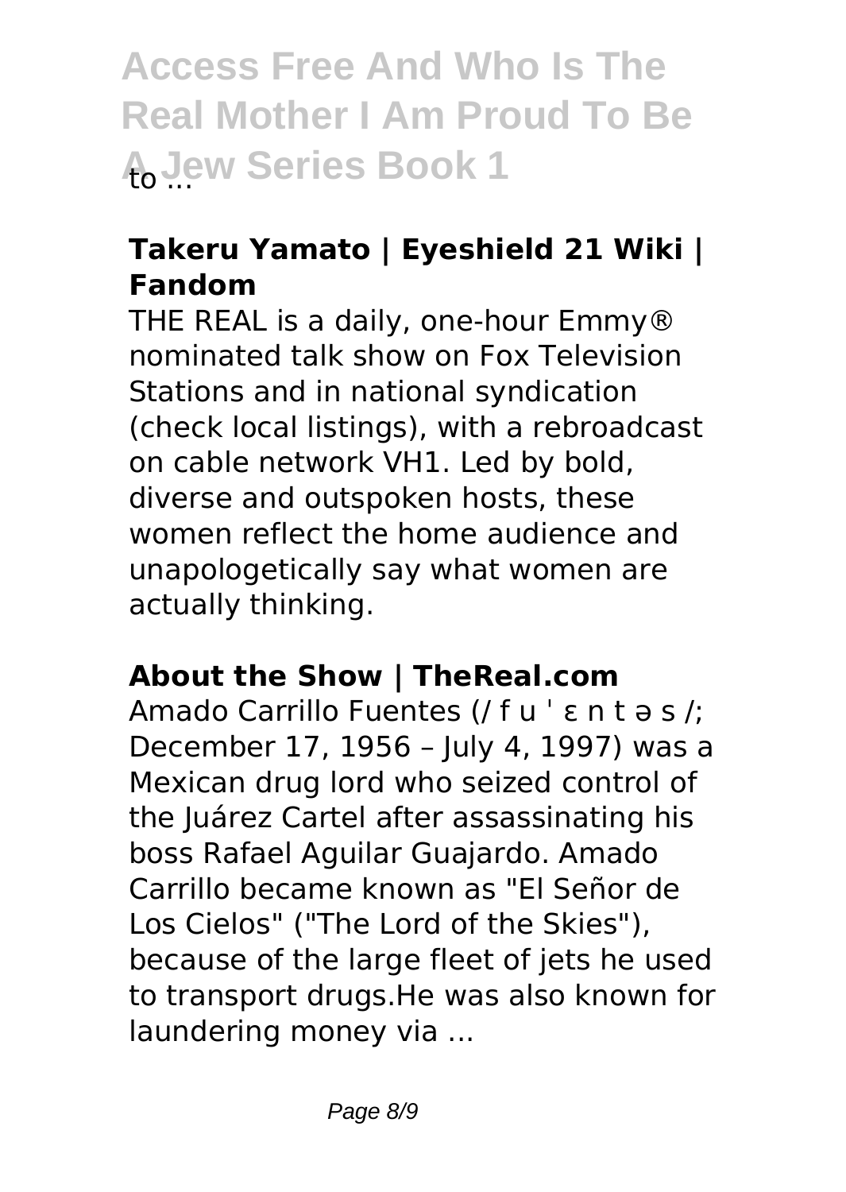to ...

## Takeru Yamato | Eyeshield 21 Wiki | Fandom

THE REAL is a daily, one-hour Emmy® nominated talk show on Fox Television Stations and in national syndication (check local listings), with a rebroadcast on cable network VH1. Led by bold, diverse and outspoken hosts, these women reflect the home audience and unapologetically say what women are actually thinking.

## About the Show | TheReal.com

Amado Carrillo Fuentes (/ f u ˈ ɛ n t ə s /; December 17, 1956 – July 4, 1997) was a Mexican drug lord who seized control of the Juárez Cartel after assassinating his boss Rafael Aguilar Guajardo. Amado Carrillo became known as "El Señor de Los Cielos" ("The Lord of the Skies"), because of the large fleet of jets he used to transport drugs.He was also known for laundering money via ...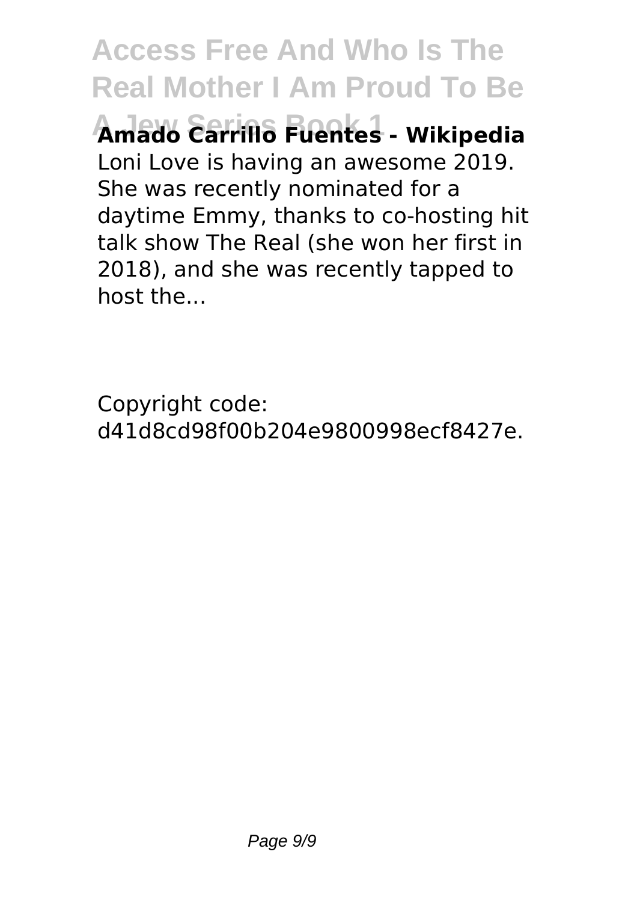**Amado Carrillo Fuentes - Wikipedia**

Loni Love is having an awesome 2019. She was recently nominated for a daytime Emmy, thanks to co-hosting hit talk show The Real (she won her first in 2018), and she was recently tapped to host the...

Copyright code: d41d8cd98f00b204e9800998ecf8427e.